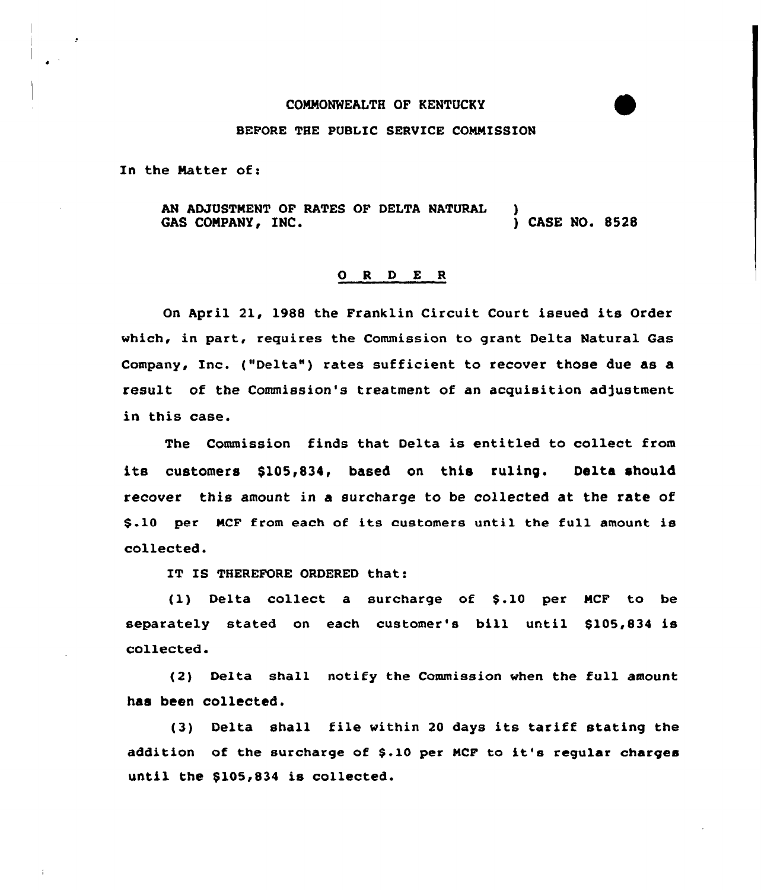COMMONWEALTH OF KENTUCKY

BEFORE THE PUBLIC SERVICE COMMISSION

In the Matter of:

AN ADJUSTMENT OF RATES OF DELTA NATURAL GAS COMPANY, INC. ) CASE NO. 8528

## O R D E R

On April 21, 1988 the Franklin Circuit Court issued its Order which, in part, requires the Commission to grant Delta Natural Gas Company, Inc. ("Delta") rates sufficient to recover those due as a result of the Commission's treatment of an acquisition adjustment in this case.

The Commission finds that Delta is entitled to collect from its customers $105,834, based on this ruling. Delta should recover this amount in a surcharge to be collected at the rate of $.10 per MCF from each of its customers until the full amount is collected.

IT IS THEREFORE ORDERED that:

(1) Delta collect a surcharge of $.10 per MCF to be separately stated on each customer's bill until $105,834 is collected.

(2) Delta shall notify the Commission when the full amount has been collected.

(3) Delta shall file within 20 days its tariff stating the addition of the surcharge of $.10 per MCF to it's regular charges until the $105,834 is collected.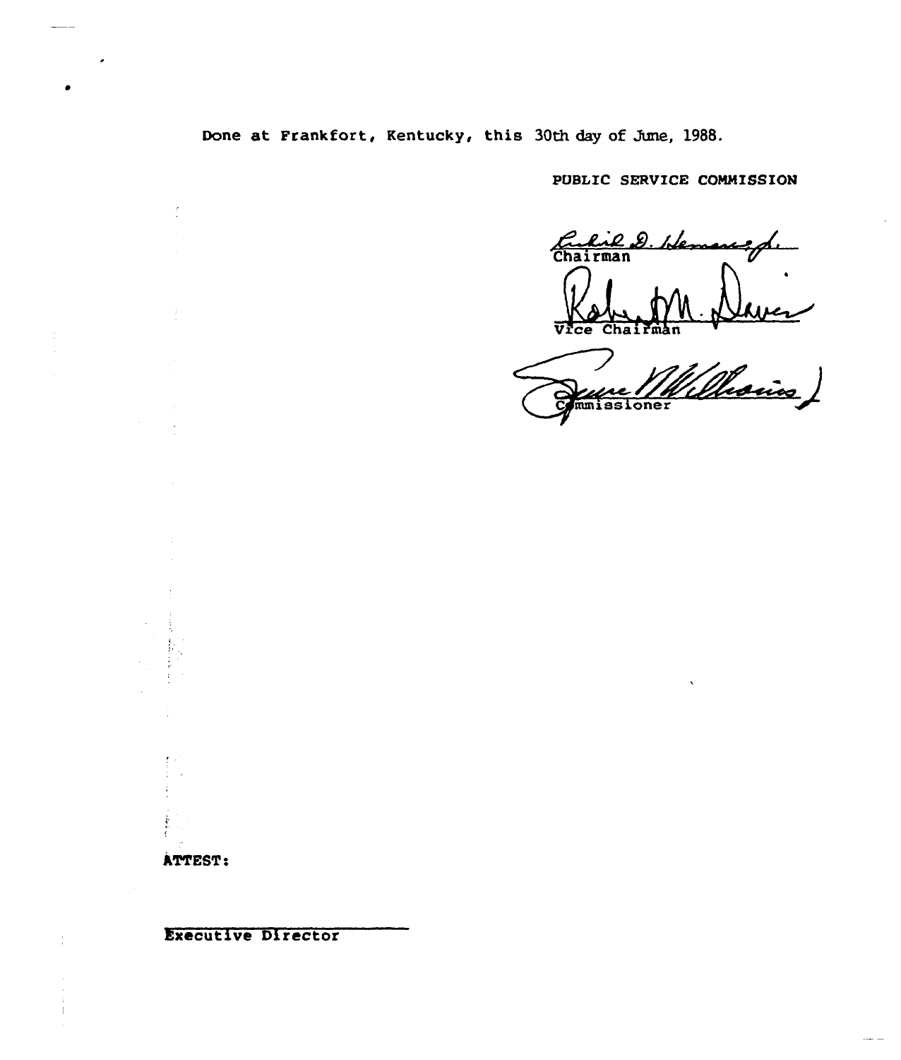Done at Frankfort, Kentucky, this 30th day of June, 1988.

PUBLIC SERVICE COMMISSION

Chairman

Vice Chairman

Commissioner

ATTEST:

Executive Director